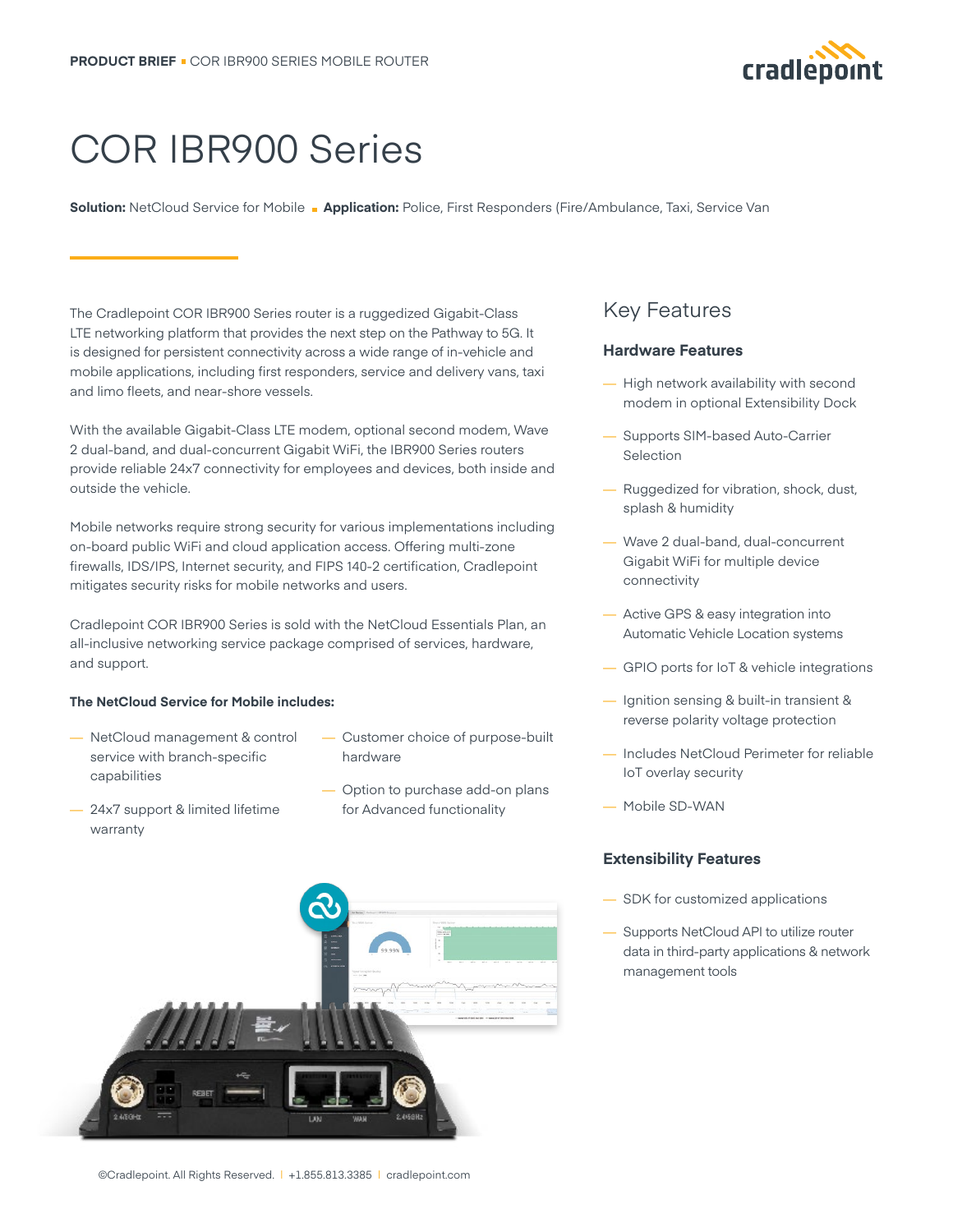# COR IBR900 Series

**Solution:** NetCloud Service for Mobile ▪ **Application:** Police, First Responders (Fire/Ambulance, Taxi, Service Van

The Cradlepoint COR IBR900 Series router is a ruggedized Gigabit-Class LTE networking platform that provides the next step on the Pathway to 5G. It is designed for persistent connectivity across a wide range of in-vehicle and mobile applications, including first responders, service and delivery vans, taxi and limo fleets, and near-shore vessels.

With the available Gigabit-Class LTE modem, optional second modem, Wave 2 dual-band, and dual-concurrent Gigabit WiFi, the IBR900 Series routers provide reliable 24x7 connectivity for employees and devices, both inside and outside the vehicle.

Mobile networks require strong security for various implementations including on-board public WiFi and cloud application access. Offering multi-zone firewalls, IDS/IPS, Internet security, and FIPS 140-2 certification, Cradlepoint mitigates security risks for mobile networks and users.

Cradlepoint COR IBR900 Series is sold with the NetCloud Essentials Plan, an all-inclusive networking service package comprised of services, hardware, and support.

**The NetCloud Service for Mobile includes:**

- NetCloud management & control service with branch-specific capabilities
- 24x7 support & limited lifetime warranty
- Customer choice of purpose-built hardware
- Option to purchase add-on plans for Advanced functionality

## Key Features

### Hardware Features

- High network availability with second modem in optional Extensibility Dock
- Supports SIM-based Auto-Carrier Selection
- Ruggedized for vibration, shock, dust, splash & humidity
- Wave 2 dual-band, dual-concurrent Gigabit WiFi for multiple device connectivity
- Active GPS & easy integration into Automatic Vehicle Location systems
- GPIO ports for IoT & vehicle integrations
- Ignition sensing & built-in transient & reverse polarity voltage protection
- Includes NetCloud Perimeter for reliable IoT overlay security
- Mobile SD-WAN

### Extensibility Features

- SDK for customized applications
- Supports NetCloud API to utilize router data in third-party applications & network management tools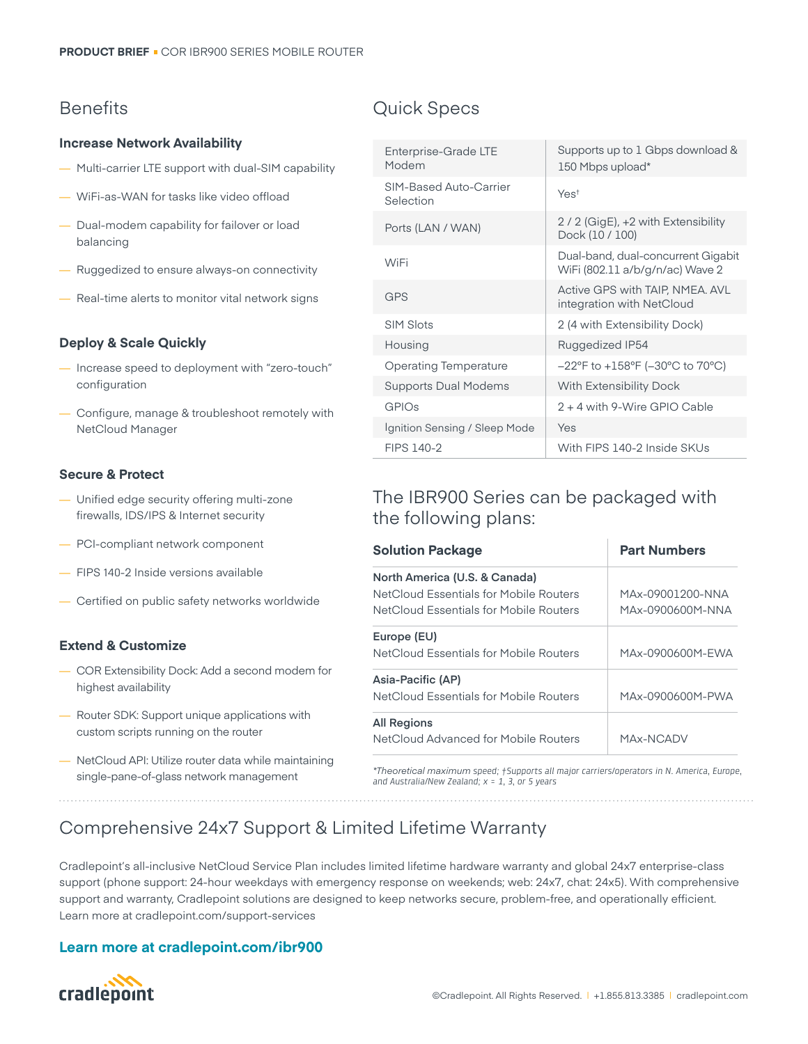## Benefits

### Increase Network Availability

- Multi-carrier LTE support with dual-SIM capability
- WiFi-as-WAN for tasks like video offload
- Dual-modem capability for failover or load balancing
- Ruggedized to ensure always-on connectivity
- Real-time alerts to monitor vital network signs

### Deploy & Scale Quickly

- Increase speed to deployment with "zero-touch" configuration
- Configure, manage & troubleshoot remotely with NetCloud Manager

### Secure & Protect

- Unified edge security offering multi-zone firewalls, IDS/IPS & Internet security
- PCI-compliant network component
- FIPS 140-2 Inside versions available
- Certified on public safety networks worldwide

### Extend & Customize

- COR Extensibility Dock: Add a second modem for highest availability
- Router SDK: Support unique applications with custom scripts running on the router
- NetCloud API: Utilize router data while maintaining single-pane-of-glass network management

## Quick Specs

| | |
|---|---|
| Enterprise-Grade LTE Modem | Supports up to 1 Gbps download & 150 Mbps upload* |
| SIM-Based Auto-Carrier Selection | Yes† |
| Ports (LAN / WAN) | 2 / 2 (GigE), +2 with Extensibility Dock (10 / 100) |
| WiFi | Dual-band, dual-concurrent Gigabit WiFi (802.11 a/b/g/n/ac) Wave 2 |
| GPS | Active GPS with TAIP, NMEA. AVL integration with NetCloud |
| SIM Slots | 2 (4 with Extensibility Dock) |
| Housing | Ruggedized IP54 |
| Operating Temperature | –22°F to +158°F (–30°C to 70°C) |
| Supports Dual Modems | With Extensibility Dock |
| GPIOs | 2 + 4 with 9-Wire GPIO Cable |
| Ignition Sensing / Sleep Mode | Yes |
| FIPS 140-2 | With FIPS 140-2 Inside SKUs |

## The IBR900 Series can be packaged with the following plans:

| Solution Package | Part Numbers |
|---|---|
| **North America (U.S. & Canada)**<br>NetCloud Essentials for Mobile Routers<br>NetCloud Essentials for Mobile Routers | <br>MAx-09001200-NNA<br>MAx-0900600M-NNA |
| **Europe (EU)**<br>NetCloud Essentials for Mobile Routers | <br>MAx-0900600M-EWA |
| **Asia-Pacific (AP)**<br>NetCloud Essentials for Mobile Routers | <br>MAx-0900600M-PWA |
| **All Regions**<br>NetCloud Advanced for Mobile Routers | <br>MAx-NCADV |

*\*Theoretical maximum speed; †Supports all major carriers/operators in N. America, Europe, and Australia/New Zealand; x = 1, 3, or 5 years*

## Comprehensive 24x7 Support & Limited Lifetime Warranty

Cradlepoint's all-inclusive NetCloud Service Plan includes limited lifetime hardware warranty and global 24x7 enterprise-class support (phone support: 24-hour weekdays with emergency response on weekends; web: 24x7, chat: 24x5). With comprehensive support and warranty, Cradlepoint solutions are designed to keep networks secure, problem-free, and operationally efficient. Learn more at cradlepoint.com/support-services

**Learn more at cradlepoint.com/ibr900**

cradlepoint

©Cradlepoint. All Rights Reserved. | +1.855.813.3385 | cradlepoint.com